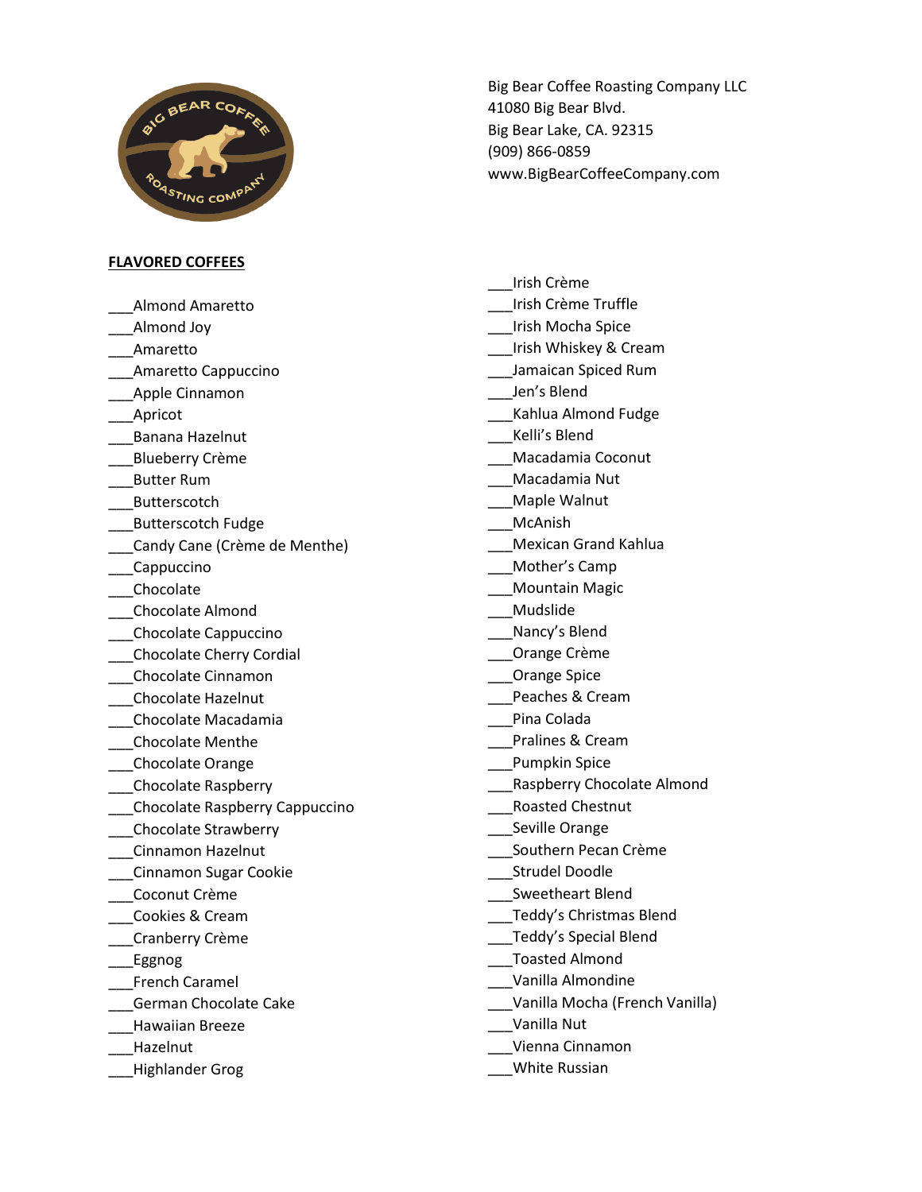Big Bear Coffee Roasting Company LLC
41080 Big Bear Blvd.
Big Bear Lake, CA. 92315
(909) 866-0859
www.BigBearCoffeeCompany.com

**FLAVORED COFFEES**

___Almond Amaretto
___Almond Joy
___Amaretto
___Amaretto Cappuccino
___Apple Cinnamon
___Apricot
___Banana Hazelnut
___Blueberry Crème
___Butter Rum
___Butterscotch
___Butterscotch Fudge
___Candy Cane (Crème de Menthe)
___Cappuccino
___Chocolate
___Chocolate Almond
___Chocolate Cappuccino
___Chocolate Cherry Cordial
___Chocolate Cinnamon
___Chocolate Hazelnut
___Chocolate Macadamia
___Chocolate Menthe
___Chocolate Orange
___Chocolate Raspberry
___Chocolate Raspberry Cappuccino
___Chocolate Strawberry
___Cinnamon Hazelnut
___Cinnamon Sugar Cookie
___Coconut Crème
___Cookies & Cream
___Cranberry Crème
___Eggnog
___French Caramel
___German Chocolate Cake
___Hawaiian Breeze
___Hazelnut
___Highlander Grog
___Irish Crème
___Irish Crème Truffle
___Irish Mocha Spice
___Irish Whiskey & Cream
___Jamaican Spiced Rum
___Jen's Blend
___Kahlua Almond Fudge
___Kelli's Blend
___Macadamia Coconut
___Macadamia Nut
___Maple Walnut
___McAnish
___Mexican Grand Kahlua
___Mother's Camp
___Mountain Magic
___Mudslide
___Nancy's Blend
___Orange Crème
___Orange Spice
___Peaches & Cream
___Pina Colada
___Pralines & Cream
___Pumpkin Spice
___Raspberry Chocolate Almond
___Roasted Chestnut
___Seville Orange
___Southern Pecan Crème
___Strudel Doodle
___Sweetheart Blend
___Teddy's Christmas Blend
___Teddy's Special Blend
___Toasted Almond
___Vanilla Almondine
___Vanilla Mocha (French Vanilla)
___Vanilla Nut
___Vienna Cinnamon
___White Russian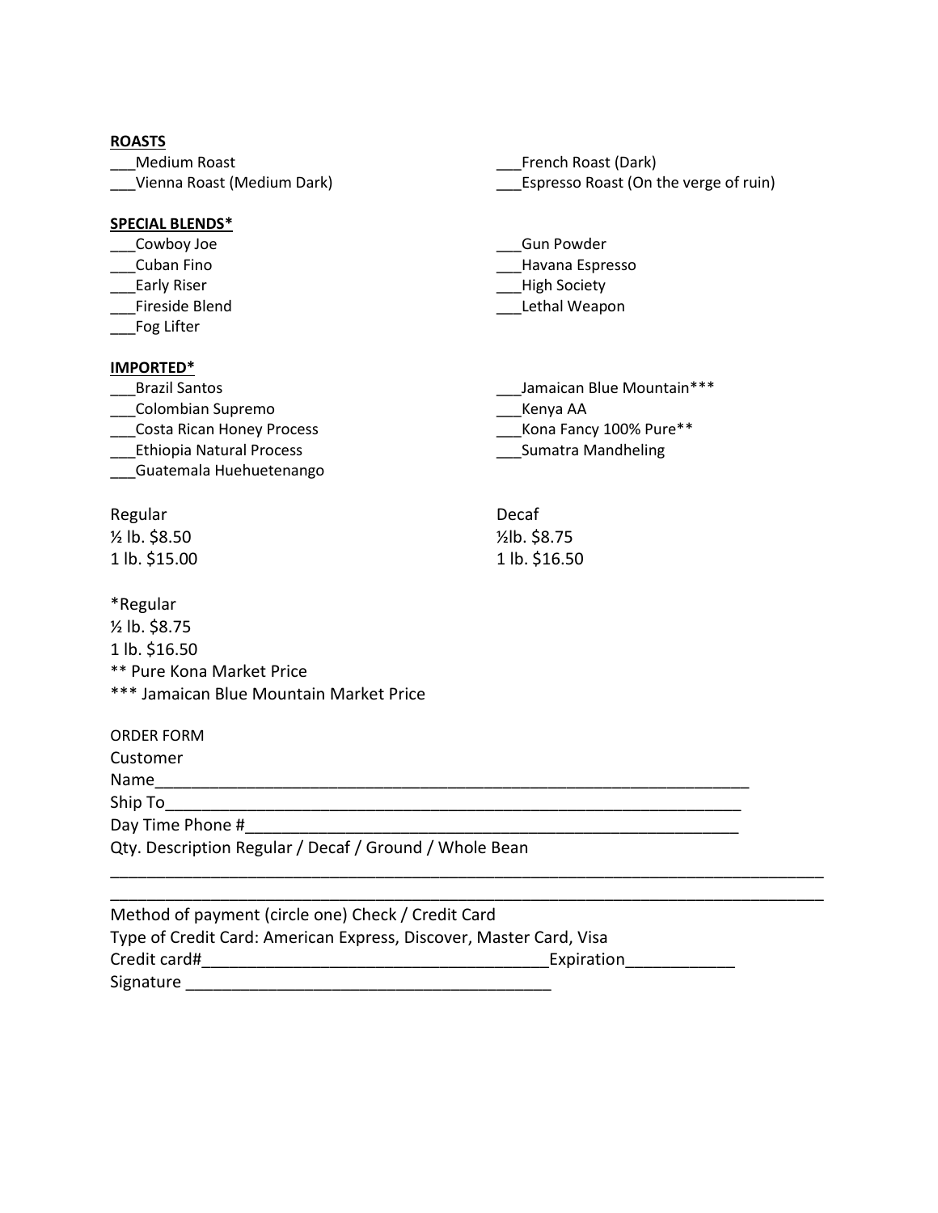**ROASTS**

___Medium Roast
___Vienna Roast (Medium Dark)
___French Roast (Dark)
___Espresso Roast (On the verge of ruin)

**SPECIAL BLENDS***

___Cowboy Joe
___Cuban Fino
___Early Riser
___Fireside Blend
___Fog Lifter
___Gun Powder
___Havana Espresso
___High Society
___Lethal Weapon

**IMPORTED***

___Brazil Santos
___Colombian Supremo
___Costa Rican Honey Process
___Ethiopia Natural Process
___Guatemala Huehuetenango
___Jamaican Blue Mountain***
___Kenya AA
___Kona Fancy 100% Pure**
___Sumatra Mandheling

Regular
½ lb. $8.50
1 lb. $15.00

Decaf
½lb. $8.75
1 lb. $16.50

*Regular
½ lb. $8.75
1 lb. $16.50
** Pure Kona Market Price
*** Jamaican Blue Mountain Market Price

ORDER FORM
Customer
Name_______________________________________________________________
Ship To______________________________________________________________
Day Time Phone #_____________________________________________________
Qty. Description Regular / Decaf / Ground / Whole Bean

_____________________________________________________________________________

_____________________________________________________________________________

Method of payment (circle one) Check / Credit Card
Type of Credit Card: American Express, Discover, Master Card, Visa
Credit card#_____________________________________Expiration___________
Signature ________________________________________